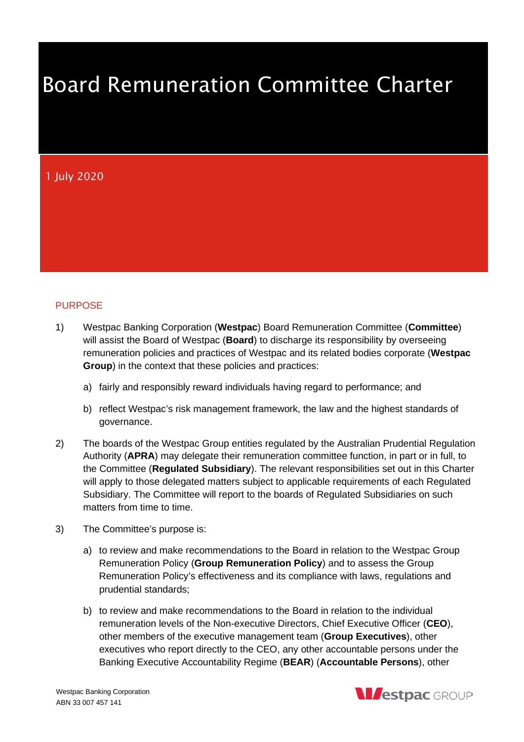# Board Remuneration Committee Charter

1 July 2020

## PURPOSE

1) Westpac Banking Corporation (**Westpac**) Board Remuneration Committee (**Committee**) will assist the Board of Westpac (**Board**) to discharge its responsibility by overseeing remuneration policies and practices of Westpac and its related bodies corporate (**Westpac Group**) in the context that these policies and practices:

   a) fairly and responsibly reward individuals having regard to performance; and

   b) reflect Westpac's risk management framework, the law and the highest standards of governance.

2) The boards of the Westpac Group entities regulated by the Australian Prudential Regulation Authority (**APRA**) may delegate their remuneration committee function, in part or in full, to the Committee (**Regulated Subsidiary**). The relevant responsibilities set out in this Charter will apply to those delegated matters subject to applicable requirements of each Regulated Subsidiary. The Committee will report to the boards of Regulated Subsidiaries on such matters from time to time.

3) The Committee's purpose is:

   a) to review and make recommendations to the Board in relation to the Westpac Group Remuneration Policy (**Group Remuneration Policy**) and to assess the Group Remuneration Policy's effectiveness and its compliance with laws, regulations and prudential standards;

   b) to review and make recommendations to the Board in relation to the individual remuneration levels of the Non-executive Directors, Chief Executive Officer (**CEO**), other members of the executive management team (**Group Executives**), other executives who report directly to the CEO, any other accountable persons under the Banking Executive Accountability Regime (**BEAR**) (**Accountable Persons**), other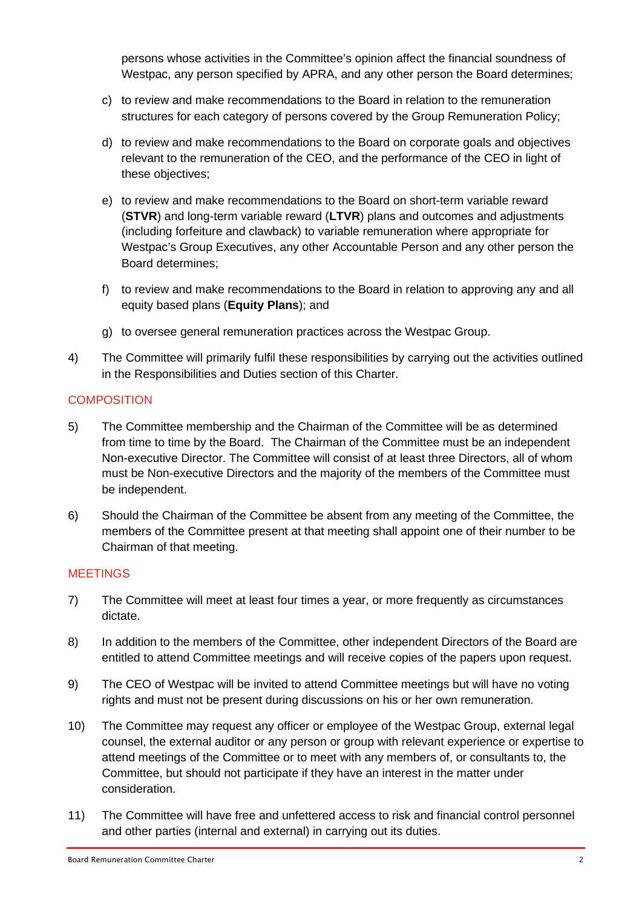persons whose activities in the Committee's opinion affect the financial soundness of Westpac, any person specified by APRA, and any other person the Board determines;

c) to review and make recommendations to the Board in relation to the remuneration structures for each category of persons covered by the Group Remuneration Policy;

d) to review and make recommendations to the Board on corporate goals and objectives relevant to the remuneration of the CEO, and the performance of the CEO in light of these objectives;

e) to review and make recommendations to the Board on short-term variable reward (**STVR**) and long-term variable reward (**LTVR**) plans and outcomes and adjustments (including forfeiture and clawback) to variable remuneration where appropriate for Westpac's Group Executives, any other Accountable Person and any other person the Board determines;

f) to review and make recommendations to the Board in relation to approving any and all equity based plans (**Equity Plans**); and

g) to oversee general remuneration practices across the Westpac Group.

4) The Committee will primarily fulfil these responsibilities by carrying out the activities outlined in the Responsibilities and Duties section of this Charter.

## COMPOSITION

5) The Committee membership and the Chairman of the Committee will be as determined from time to time by the Board. The Chairman of the Committee must be an independent Non-executive Director. The Committee will consist of at least three Directors, all of whom must be Non-executive Directors and the majority of the members of the Committee must be independent.

6) Should the Chairman of the Committee be absent from any meeting of the Committee, the members of the Committee present at that meeting shall appoint one of their number to be Chairman of that meeting.

## MEETINGS

7) The Committee will meet at least four times a year, or more frequently as circumstances dictate.

8) In addition to the members of the Committee, other independent Directors of the Board are entitled to attend Committee meetings and will receive copies of the papers upon request.

9) The CEO of Westpac will be invited to attend Committee meetings but will have no voting rights and must not be present during discussions on his or her own remuneration.

10) The Committee may request any officer or employee of the Westpac Group, external legal counsel, the external auditor or any person or group with relevant experience or expertise to attend meetings of the Committee or to meet with any members of, or consultants to, the Committee, but should not participate if they have an interest in the matter under consideration.

11) The Committee will have free and unfettered access to risk and financial control personnel and other parties (internal and external) in carrying out its duties.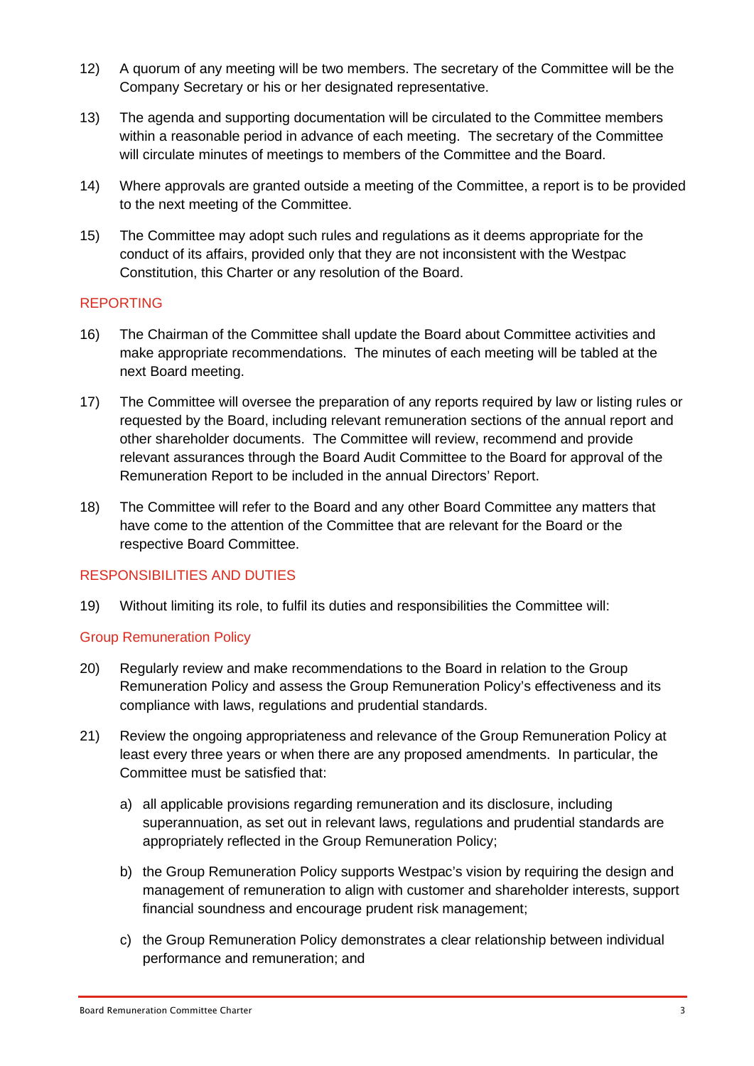12) A quorum of any meeting will be two members. The secretary of the Committee will be the Company Secretary or his or her designated representative.

13) The agenda and supporting documentation will be circulated to the Committee members within a reasonable period in advance of each meeting. The secretary of the Committee will circulate minutes of meetings to members of the Committee and the Board.

14) Where approvals are granted outside a meeting of the Committee, a report is to be provided to the next meeting of the Committee.

15) The Committee may adopt such rules and regulations as it deems appropriate for the conduct of its affairs, provided only that they are not inconsistent with the Westpac Constitution, this Charter or any resolution of the Board.

## REPORTING

16) The Chairman of the Committee shall update the Board about Committee activities and make appropriate recommendations. The minutes of each meeting will be tabled at the next Board meeting.

17) The Committee will oversee the preparation of any reports required by law or listing rules or requested by the Board, including relevant remuneration sections of the annual report and other shareholder documents. The Committee will review, recommend and provide relevant assurances through the Board Audit Committee to the Board for approval of the Remuneration Report to be included in the annual Directors' Report.

18) The Committee will refer to the Board and any other Board Committee any matters that have come to the attention of the Committee that are relevant for the Board or the respective Board Committee.

## RESPONSIBILITIES AND DUTIES

19) Without limiting its role, to fulfil its duties and responsibilities the Committee will:

### Group Remuneration Policy

20) Regularly review and make recommendations to the Board in relation to the Group Remuneration Policy and assess the Group Remuneration Policy's effectiveness and its compliance with laws, regulations and prudential standards.

21) Review the ongoing appropriateness and relevance of the Group Remuneration Policy at least every three years or when there are any proposed amendments. In particular, the Committee must be satisfied that:

    a) all applicable provisions regarding remuneration and its disclosure, including superannuation, as set out in relevant laws, regulations and prudential standards are appropriately reflected in the Group Remuneration Policy;

    b) the Group Remuneration Policy supports Westpac's vision by requiring the design and management of remuneration to align with customer and shareholder interests, support financial soundness and encourage prudent risk management;

    c) the Group Remuneration Policy demonstrates a clear relationship between individual performance and remuneration; and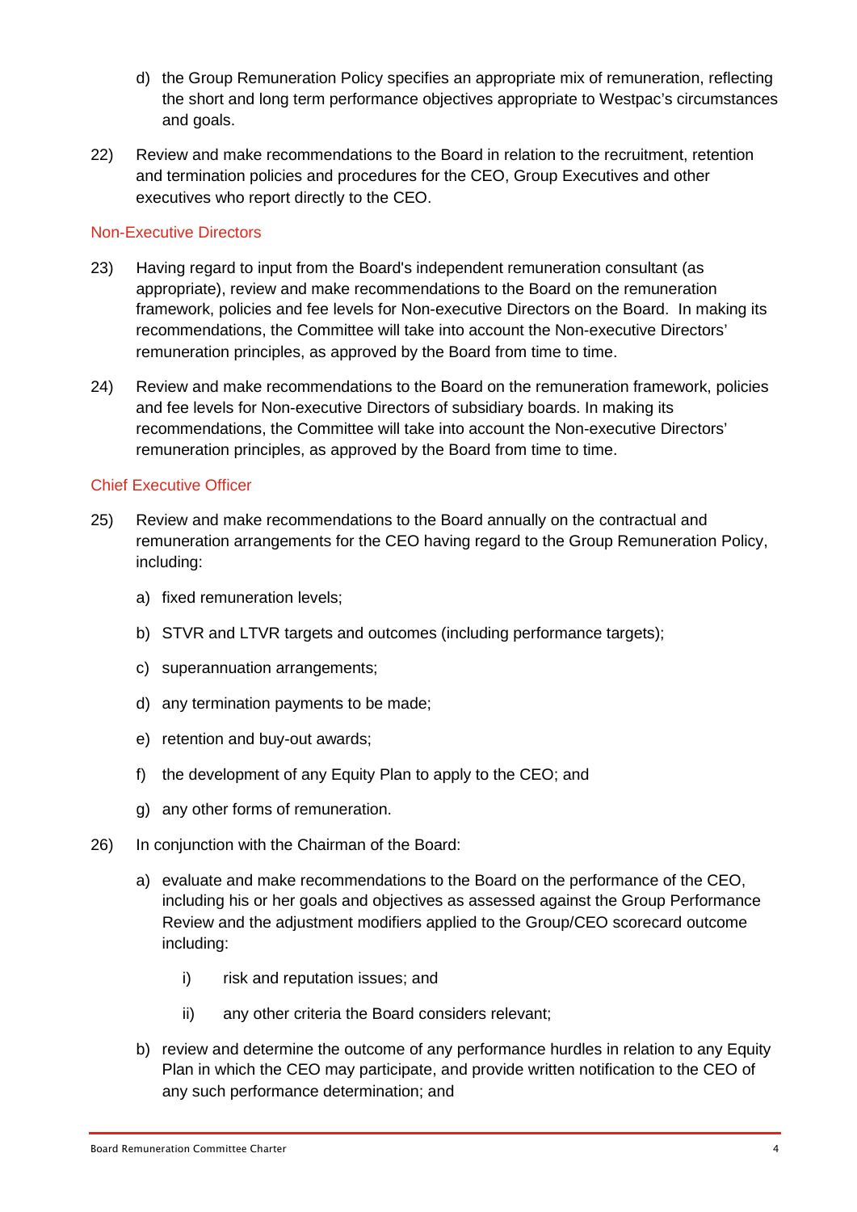d) the Group Remuneration Policy specifies an appropriate mix of remuneration, reflecting the short and long term performance objectives appropriate to Westpac's circumstances and goals.

22) Review and make recommendations to the Board in relation to the recruitment, retention and termination policies and procedures for the CEO, Group Executives and other executives who report directly to the CEO.

### Non-Executive Directors

23) Having regard to input from the Board's independent remuneration consultant (as appropriate), review and make recommendations to the Board on the remuneration framework, policies and fee levels for Non-executive Directors on the Board. In making its recommendations, the Committee will take into account the Non-executive Directors' remuneration principles, as approved by the Board from time to time.

24) Review and make recommendations to the Board on the remuneration framework, policies and fee levels for Non-executive Directors of subsidiary boards. In making its recommendations, the Committee will take into account the Non-executive Directors' remuneration principles, as approved by the Board from time to time.

### Chief Executive Officer

25) Review and make recommendations to the Board annually on the contractual and remuneration arrangements for the CEO having regard to the Group Remuneration Policy, including:

a) fixed remuneration levels;

b) STVR and LTVR targets and outcomes (including performance targets);

c) superannuation arrangements;

d) any termination payments to be made;

e) retention and buy-out awards;

f) the development of any Equity Plan to apply to the CEO; and

g) any other forms of remuneration.

26) In conjunction with the Chairman of the Board:

a) evaluate and make recommendations to the Board on the performance of the CEO, including his or her goals and objectives as assessed against the Group Performance Review and the adjustment modifiers applied to the Group/CEO scorecard outcome including:

i) risk and reputation issues; and

ii) any other criteria the Board considers relevant;

b) review and determine the outcome of any performance hurdles in relation to any Equity Plan in which the CEO may participate, and provide written notification to the CEO of any such performance determination; and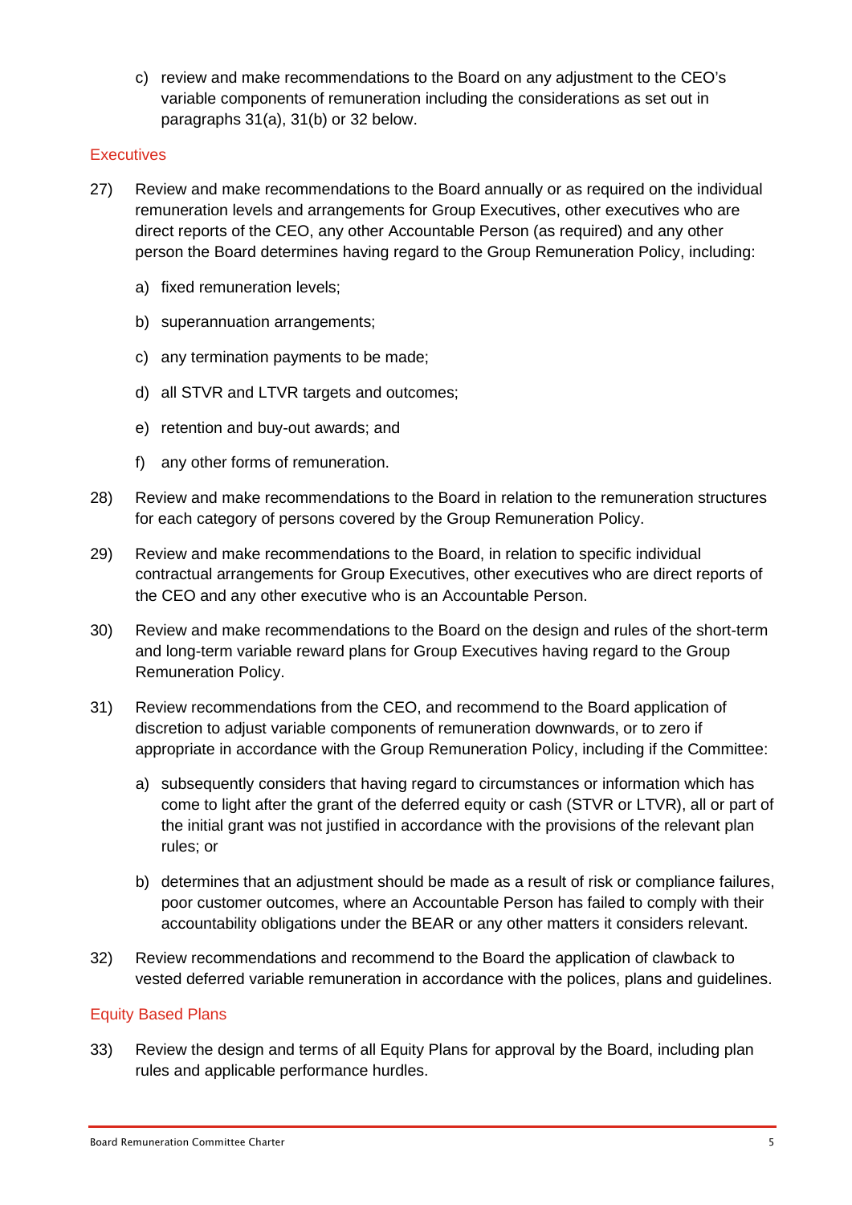c) review and make recommendations to the Board on any adjustment to the CEO's variable components of remuneration including the considerations as set out in paragraphs 31(a), 31(b) or 32 below.

## Executives

27) Review and make recommendations to the Board annually or as required on the individual remuneration levels and arrangements for Group Executives, other executives who are direct reports of the CEO, any other Accountable Person (as required) and any other person the Board determines having regard to the Group Remuneration Policy, including:

    a) fixed remuneration levels;

    b) superannuation arrangements;

    c) any termination payments to be made;

    d) all STVR and LTVR targets and outcomes;

    e) retention and buy-out awards; and

    f) any other forms of remuneration.

28) Review and make recommendations to the Board in relation to the remuneration structures for each category of persons covered by the Group Remuneration Policy.

29) Review and make recommendations to the Board, in relation to specific individual contractual arrangements for Group Executives, other executives who are direct reports of the CEO and any other executive who is an Accountable Person.

30) Review and make recommendations to the Board on the design and rules of the short-term and long-term variable reward plans for Group Executives having regard to the Group Remuneration Policy.

31) Review recommendations from the CEO, and recommend to the Board application of discretion to adjust variable components of remuneration downwards, or to zero if appropriate in accordance with the Group Remuneration Policy, including if the Committee:

    a) subsequently considers that having regard to circumstances or information which has come to light after the grant of the deferred equity or cash (STVR or LTVR), all or part of the initial grant was not justified in accordance with the provisions of the relevant plan rules; or

    b) determines that an adjustment should be made as a result of risk or compliance failures, poor customer outcomes, where an Accountable Person has failed to comply with their accountability obligations under the BEAR or any other matters it considers relevant.

32) Review recommendations and recommend to the Board the application of clawback to vested deferred variable remuneration in accordance with the polices, plans and guidelines.

## Equity Based Plans

33) Review the design and terms of all Equity Plans for approval by the Board, including plan rules and applicable performance hurdles.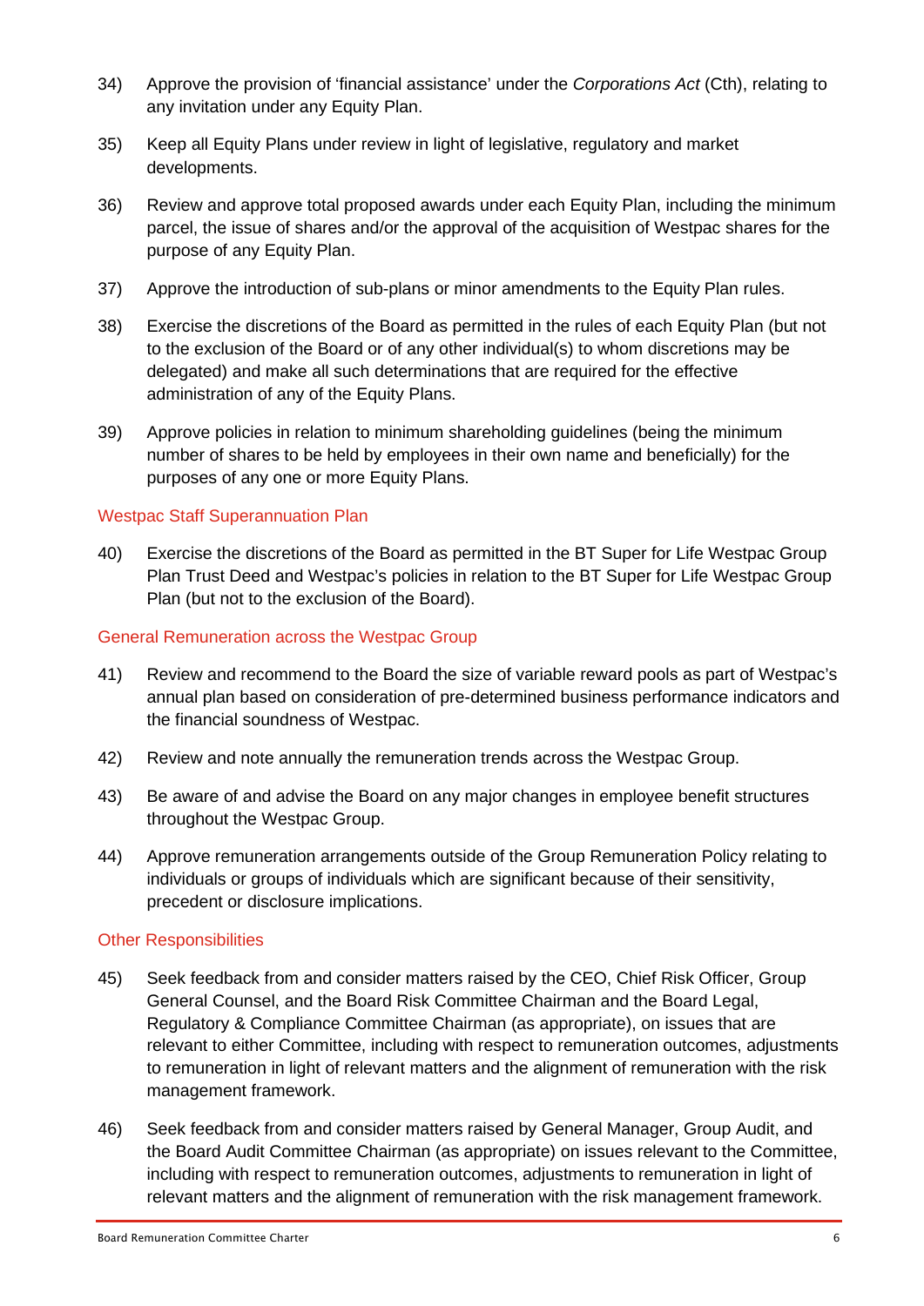34) Approve the provision of 'financial assistance' under the *Corporations Act* (Cth), relating to any invitation under any Equity Plan.

35) Keep all Equity Plans under review in light of legislative, regulatory and market developments.

36) Review and approve total proposed awards under each Equity Plan, including the minimum parcel, the issue of shares and/or the approval of the acquisition of Westpac shares for the purpose of any Equity Plan.

37) Approve the introduction of sub-plans or minor amendments to the Equity Plan rules.

38) Exercise the discretions of the Board as permitted in the rules of each Equity Plan (but not to the exclusion of the Board or of any other individual(s) to whom discretions may be delegated) and make all such determinations that are required for the effective administration of any of the Equity Plans.

39) Approve policies in relation to minimum shareholding guidelines (being the minimum number of shares to be held by employees in their own name and beneficially) for the purposes of any one or more Equity Plans.

### Westpac Staff Superannuation Plan

40) Exercise the discretions of the Board as permitted in the BT Super for Life Westpac Group Plan Trust Deed and Westpac's policies in relation to the BT Super for Life Westpac Group Plan (but not to the exclusion of the Board).

### General Remuneration across the Westpac Group

41) Review and recommend to the Board the size of variable reward pools as part of Westpac's annual plan based on consideration of pre-determined business performance indicators and the financial soundness of Westpac.

42) Review and note annually the remuneration trends across the Westpac Group.

43) Be aware of and advise the Board on any major changes in employee benefit structures throughout the Westpac Group.

44) Approve remuneration arrangements outside of the Group Remuneration Policy relating to individuals or groups of individuals which are significant because of their sensitivity, precedent or disclosure implications.

### Other Responsibilities

45) Seek feedback from and consider matters raised by the CEO, Chief Risk Officer, Group General Counsel, and the Board Risk Committee Chairman and the Board Legal, Regulatory & Compliance Committee Chairman (as appropriate), on issues that are relevant to either Committee, including with respect to remuneration outcomes, adjustments to remuneration in light of relevant matters and the alignment of remuneration with the risk management framework.

46) Seek feedback from and consider matters raised by General Manager, Group Audit, and the Board Audit Committee Chairman (as appropriate) on issues relevant to the Committee, including with respect to remuneration outcomes, adjustments to remuneration in light of relevant matters and the alignment of remuneration with the risk management framework.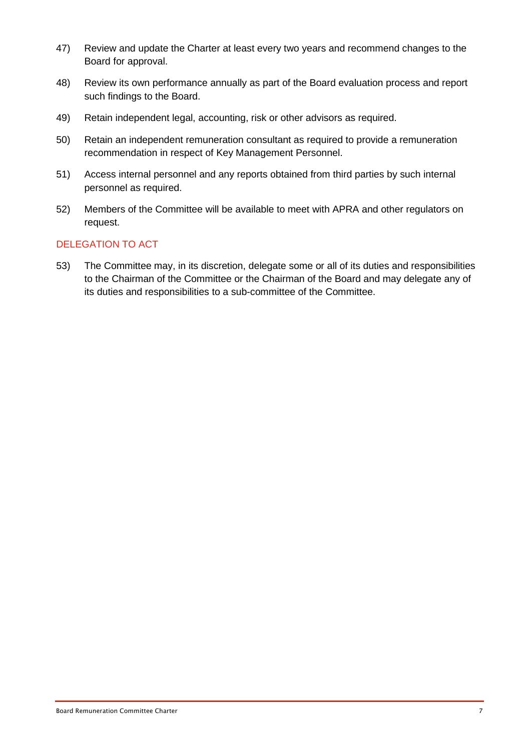47) Review and update the Charter at least every two years and recommend changes to the Board for approval.

48) Review its own performance annually as part of the Board evaluation process and report such findings to the Board.

49) Retain independent legal, accounting, risk or other advisors as required.

50) Retain an independent remuneration consultant as required to provide a remuneration recommendation in respect of Key Management Personnel.

51) Access internal personnel and any reports obtained from third parties by such internal personnel as required.

52) Members of the Committee will be available to meet with APRA and other regulators on request.

## DELEGATION TO ACT

53) The Committee may, in its discretion, delegate some or all of its duties and responsibilities to the Chairman of the Committee or the Chairman of the Board and may delegate any of its duties and responsibilities to a sub-committee of the Committee.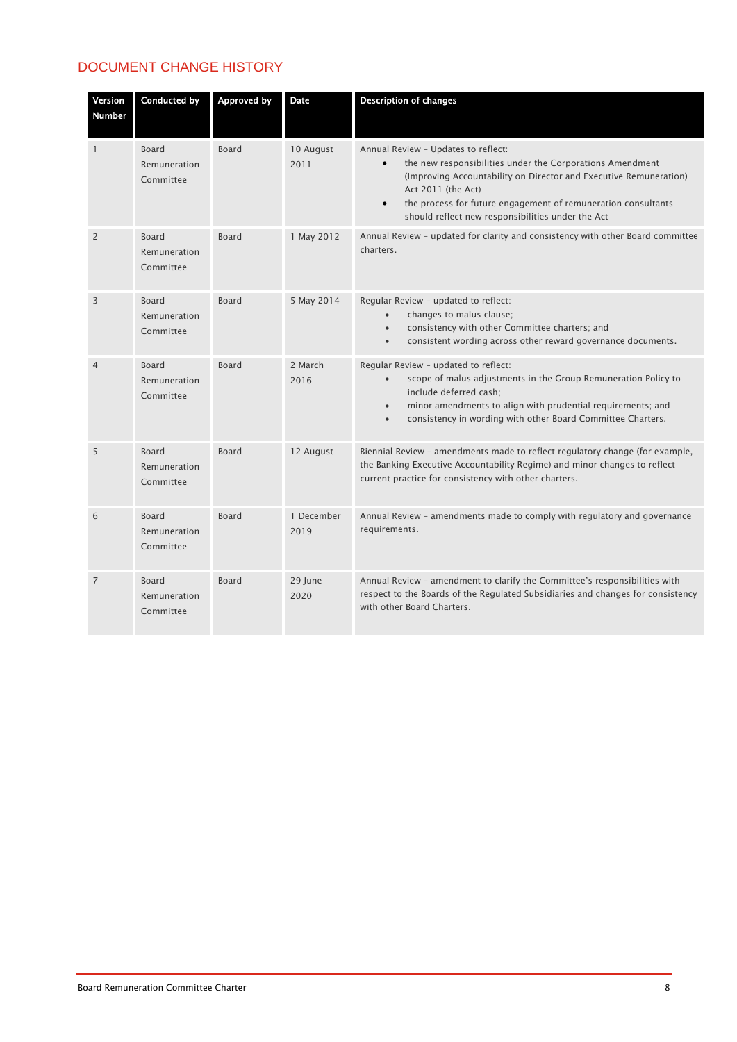## DOCUMENT CHANGE HISTORY

| Version Number | Conducted by | Approved by | Date | Description of changes |
|---|---|---|---|---|
| 1 | Board Remuneration Committee | Board | 10 August 2011 | Annual Review – Updates to reflect:<br>• the new responsibilities under the Corporations Amendment (Improving Accountability on Director and Executive Remuneration) Act 2011 (the Act)<br>• the process for future engagement of remuneration consultants should reflect new responsibilities under the Act |
| 2 | Board Remuneration Committee | Board | 1 May 2012 | Annual Review – updated for clarity and consistency with other Board committee charters. |
| 3 | Board Remuneration Committee | Board | 5 May 2014 | Regular Review – updated to reflect:<br>• changes to malus clause;<br>• consistency with other Committee charters; and<br>• consistent wording across other reward governance documents. |
| 4 | Board Remuneration Committee | Board | 2 March 2016 | Regular Review – updated to reflect:<br>• scope of malus adjustments in the Group Remuneration Policy to include deferred cash;<br>• minor amendments to align with prudential requirements; and<br>• consistency in wording with other Board Committee Charters. |
| 5 | Board Remuneration Committee | Board | 12 August | Biennial Review – amendments made to reflect regulatory change (for example, the Banking Executive Accountability Regime) and minor changes to reflect current practice for consistency with other charters. |
| 6 | Board Remuneration Committee | Board | 1 December 2019 | Annual Review – amendments made to comply with regulatory and governance requirements. |
| 7 | Board Remuneration Committee | Board | 29 June 2020 | Annual Review – amendment to clarify the Committee's responsibilities with respect to the Boards of the Regulated Subsidiaries and changes for consistency with other Board Charters. |